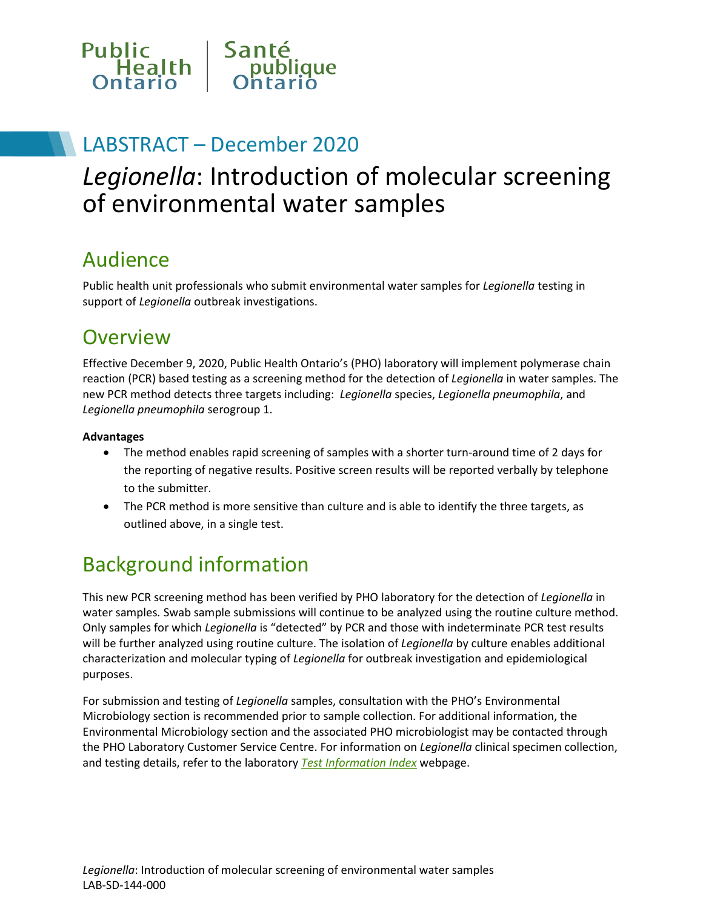Public Health Ontario | Santé publique Ontario

# LABSTRACT – December 2020

# *Legionella*: Introduction of molecular screening of environmental water samples

## Audience

Public health unit professionals who submit environmental water samples for *Legionella* testing in support of *Legionella* outbreak investigations.

## Overview

Effective December 9, 2020, Public Health Ontario's (PHO) laboratory will implement polymerase chain reaction (PCR) based testing as a screening method for the detection of *Legionella* in water samples. The new PCR method detects three targets including: *Legionella* species, *Legionella pneumophila*, and *Legionella pneumophila* serogroup 1.

**Advantages**

- The method enables rapid screening of samples with a shorter turn-around time of 2 days for the reporting of negative results. Positive screen results will be reported verbally by telephone to the submitter.
- The PCR method is more sensitive than culture and is able to identify the three targets, as outlined above, in a single test.

## Background information

This new PCR screening method has been verified by PHO laboratory for the detection of *Legionella* in water samples. Swab sample submissions will continue to be analyzed using the routine culture method. Only samples for which *Legionella* is "detected" by PCR and those with indeterminate PCR test results will be further analyzed using routine culture. The isolation of *Legionella* by culture enables additional characterization and molecular typing of *Legionella* for outbreak investigation and epidemiological purposes.

For submission and testing of *Legionella* samples, consultation with the PHO's Environmental Microbiology section is recommended prior to sample collection. For additional information, the Environmental Microbiology section and the associated PHO microbiologist may be contacted through the PHO Laboratory Customer Service Centre. For information on *Legionella* clinical specimen collection, and testing details, refer to the laboratory *Test Information Index* webpage.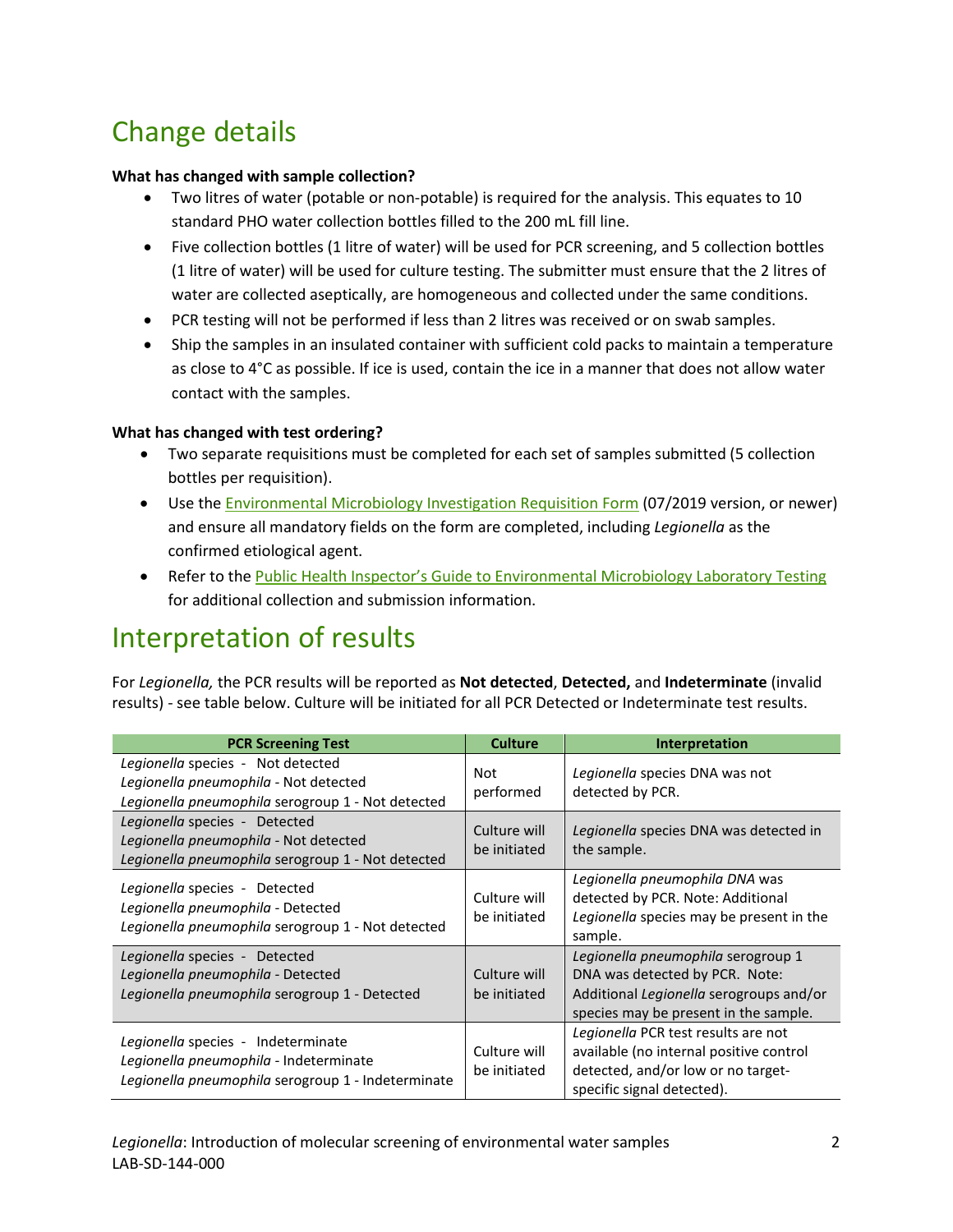# Change details

**What has changed with sample collection?**

- Two litres of water (potable or non-potable) is required for the analysis. This equates to 10 standard PHO water collection bottles filled to the 200 mL fill line.
- Five collection bottles (1 litre of water) will be used for PCR screening, and 5 collection bottles (1 litre of water) will be used for culture testing. The submitter must ensure that the 2 litres of water are collected aseptically, are homogeneous and collected under the same conditions.
- PCR testing will not be performed if less than 2 litres was received or on swab samples.
- Ship the samples in an insulated container with sufficient cold packs to maintain a temperature as close to 4°C as possible. If ice is used, contain the ice in a manner that does not allow water contact with the samples.

**What has changed with test ordering?**

- Two separate requisitions must be completed for each set of samples submitted (5 collection bottles per requisition).
- Use the Environmental Microbiology Investigation Requisition Form (07/2019 version, or newer) and ensure all mandatory fields on the form are completed, including *Legionella* as the confirmed etiological agent.
- Refer to the Public Health Inspector's Guide to Environmental Microbiology Laboratory Testing for additional collection and submission information.

# Interpretation of results

For *Legionella,* the PCR results will be reported as **Not detected**, **Detected,** and **Indeterminate** (invalid results) - see table below. Culture will be initiated for all PCR Detected or Indeterminate test results.

| PCR Screening Test | Culture | Interpretation |
|---|---|---|
| *Legionella* species - Not detected<br>*Legionella pneumophila* - Not detected<br>*Legionella pneumophila* serogroup 1 - Not detected | Not performed | *Legionella* species DNA was not detected by PCR. |
| *Legionella* species - Detected<br>*Legionella pneumophila* - Not detected<br>*Legionella pneumophila* serogroup 1 - Not detected | Culture will be initiated | *Legionella* species DNA was detected in the sample. |
| *Legionella* species - Detected<br>*Legionella pneumophila* - Detected<br>*Legionella pneumophila* serogroup 1 - Not detected | Culture will be initiated | *Legionella pneumophila* DNA was detected by PCR. Note: Additional *Legionella* species may be present in the sample. |
| *Legionella* species - Detected<br>*Legionella pneumophila* - Detected<br>*Legionella pneumophila* serogroup 1 - Detected | Culture will be initiated | *Legionella pneumophila* serogroup 1 DNA was detected by PCR. Note: Additional *Legionella* serogroups and/or species may be present in the sample. |
| *Legionella* species - Indeterminate<br>*Legionella pneumophila* - Indeterminate<br>*Legionella pneumophila* serogroup 1 - Indeterminate | Culture will be initiated | *Legionella* PCR test results are not available (no internal positive control detected, and/or low or no target-specific signal detected). |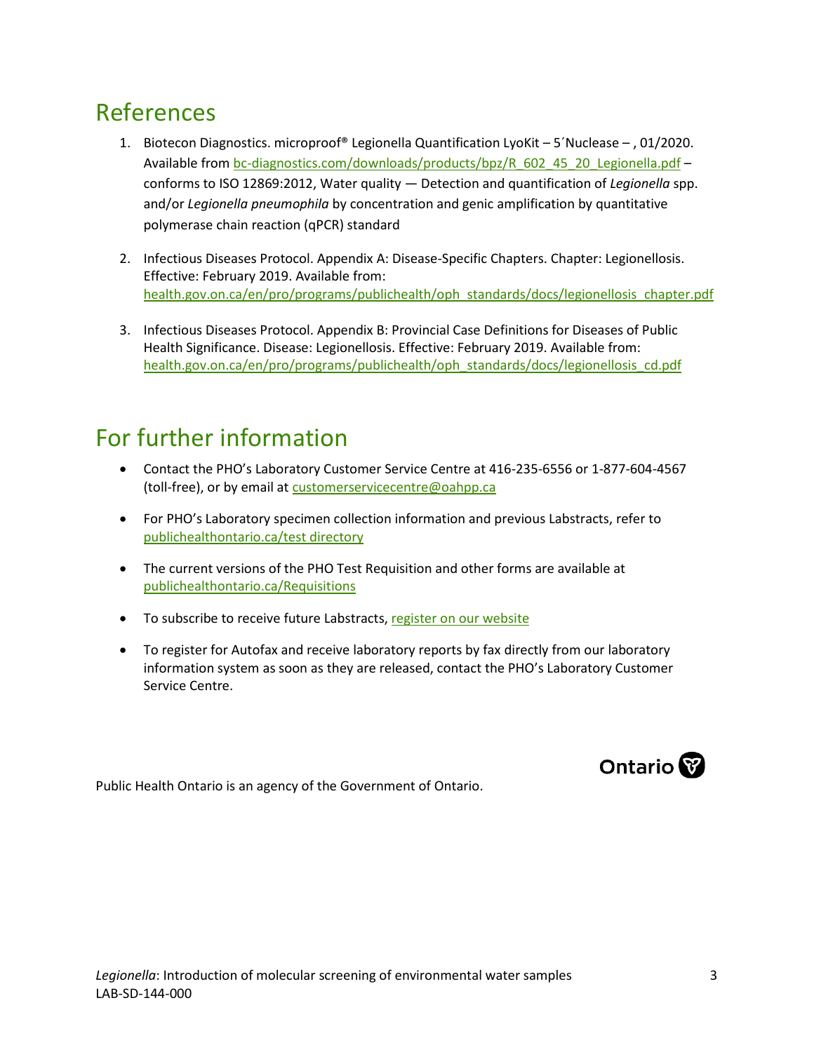## References

1. Biotecon Diagnostics. microproof® Legionella Quantification LyoKit – 5´Nuclease – , 01/2020. Available from [bc-diagnostics.com/downloads/products/bpz/R_602_45_20_Legionella.pdf](bc-diagnostics.com/downloads/products/bpz/R_602_45_20_Legionella.pdf) – conforms to ISO 12869:2012, Water quality — Detection and quantification of *Legionella* spp. and/or *Legionella pneumophila* by concentration and genic amplification by quantitative polymerase chain reaction (qPCR) standard

2. Infectious Diseases Protocol. Appendix A: Disease-Specific Chapters. Chapter: Legionellosis. Effective: February 2019. Available from: [health.gov.on.ca/en/pro/programs/publichealth/oph_standards/docs/legionellosis_chapter.pdf](health.gov.on.ca/en/pro/programs/publichealth/oph_standards/docs/legionellosis_chapter.pdf)

3. Infectious Diseases Protocol. Appendix B: Provincial Case Definitions for Diseases of Public Health Significance. Disease: Legionellosis. Effective: February 2019. Available from: [health.gov.on.ca/en/pro/programs/publichealth/oph_standards/docs/legionellosis_cd.pdf](health.gov.on.ca/en/pro/programs/publichealth/oph_standards/docs/legionellosis_cd.pdf)

## For further information

- Contact the PHO's Laboratory Customer Service Centre at 416-235-6556 or 1-877-604-4567 (toll-free), or by email at [customerservicecentre@oahpp.ca](mailto:customerservicecentre@oahpp.ca)
- For PHO's Laboratory specimen collection information and previous Labstracts, refer to [publichealthontario.ca/test directory](publichealthontario.ca/test directory)
- The current versions of the PHO Test Requisition and other forms are available at [publichealthontario.ca/Requisitions](publichealthontario.ca/Requisitions)
- To subscribe to receive future Labstracts, register on our website
- To register for Autofax and receive laboratory reports by fax directly from our laboratory information system as soon as they are released, contact the PHO's Laboratory Customer Service Centre.

Ontario

Public Health Ontario is an agency of the Government of Ontario.